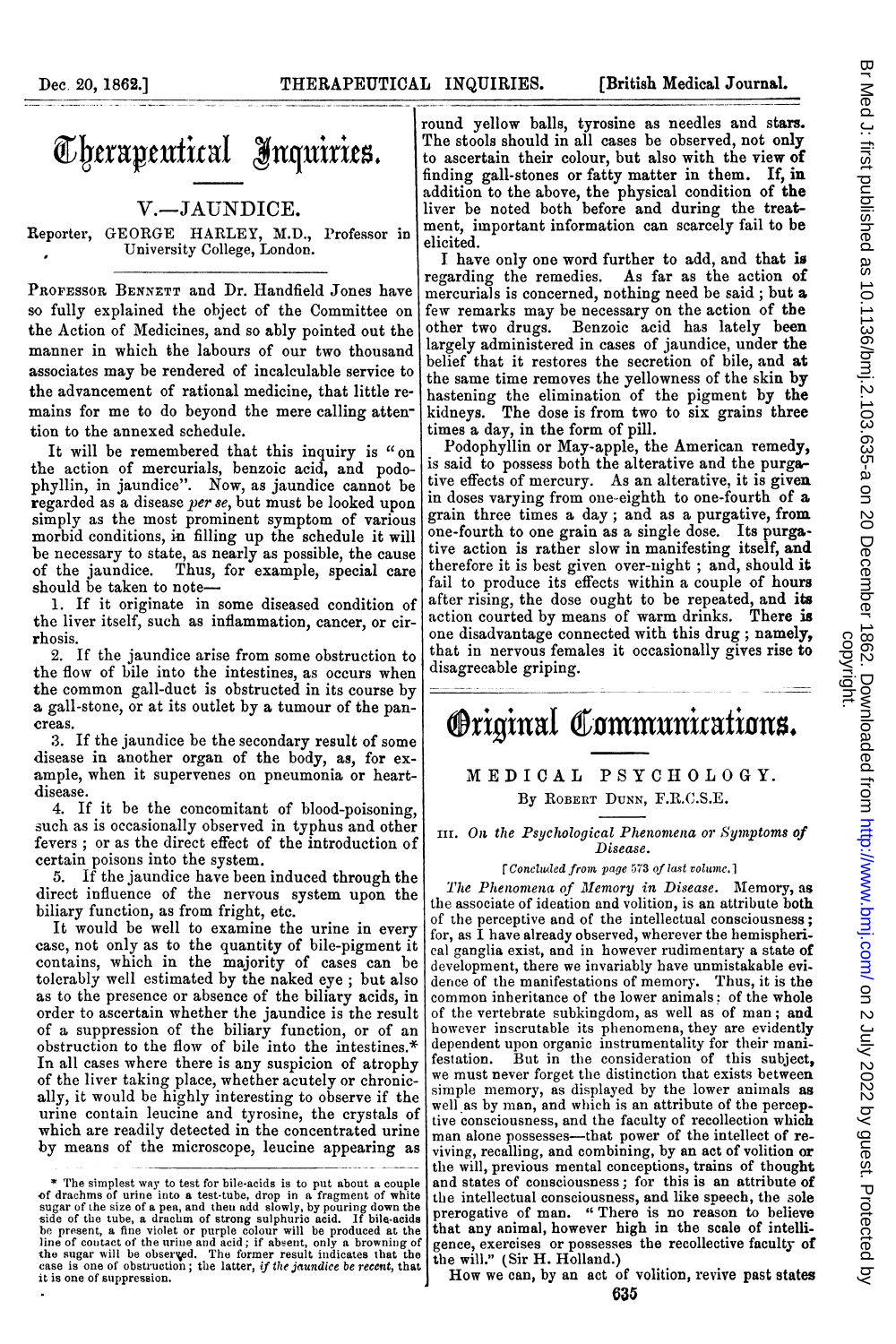# Therapeutical Inquiries.

## V.—JAUNDICE.

Reporter, GEORGE HARLEY, M.D., Professor in University College, London.

PROFESSOR BENNETT and Dr. Handfield Jones have so fully explained the object of the Committee on the Action of Medicines, and so ably pointed out the manner in which the labours of our two thousand associates may be rendered of incalculable service to the advancement of rational medicine, that little remains for me to do beyond the mere calling attention to the annexed schedule.

It will be remembered that this inquiry is "on the action of mercurials, benzoic acid, and podophyllin, in jaundice". Now, as jaundice cannot be regarded as a disease *per se*, but must be looked upon simply as the most prominent symptom of various morbid conditions, in filling up the schedule it will be necessary to state, as nearly as possible, the cause of the jaundice. Thus, for example, special care should be taken to note—

1. If it originate in some diseased condition of the liver itself, such as inflammation, cancer, or cirrhosis.
2. If the jaundice arise from some obstruction to the flow of bile into the intestines, as occurs when the common gall-duct is obstructed in its course by a gall-stone, or at its outlet by a tumour of the pancreas.
3. If the jaundice be the secondary result of some disease in another organ of the body, as, for example, when it supervenes on pneumonia or heart-disease.
4. If it be the concomitant of blood-poisoning, such as is occasionally observed in typhus and other fevers; or as the direct effect of the introduction of certain poisons into the system.
5. If the jaundice have been induced through the direct influence of the nervous system upon the biliary function, as from fright, etc.

It would be well to examine the urine in every case, not only as to the quantity of bile-pigment it contains, which in the majority of cases can be tolerably well estimated by the naked eye; but also as to the presence or absence of the biliary acids, in order to ascertain whether the jaundice is the result of a suppression of the biliary function, or of an obstruction to the flow of bile into the intestines.* In all cases where there is any suspicion of atrophy of the liver taking place, whether acutely or chronically, it would be highly interesting to observe if the urine contain leucine and tyrosine, the crystals of which are readily detected in the concentrated urine by means of the microscope, leucine appearing as round yellow balls, tyrosine as needles and stars. The stools should in all cases be observed, not only to ascertain their colour, but also with the view of finding gall-stones or fatty matter in them. If, in addition to the above, the physical condition of the liver be noted both before and during the treatment, important information can scarcely fail to be elicited.

I have only one word further to add, and that is regarding the remedies. As far as the action of mercurials is concerned, nothing need be said; but a few remarks may be necessary on the action of the other two drugs. Benzoic acid has lately been largely administered in cases of jaundice, under the belief that it restores the secretion of bile, and at the same time removes the yellowness of the skin by hastening the elimination of the pigment by the kidneys. The dose is from two to six grains three times a day, in the form of pill.

Podophyllin or May-apple, the American remedy, is said to possess both the alterative and the purgative effects of mercury. As an alterative, it is given in doses varying from one-eighth to one-fourth of a grain three times a day; and as a purgative, from one-fourth to one grain as a single dose. Its purgative action is rather slow in manifesting itself, and therefore it is best given over-night; and, should it fail to produce its effects within a couple of hours after rising, the dose ought to be repeated, and its action courted by means of warm drinks. There is one disadvantage connected with this drug; namely, that in nervous females it occasionally gives rise to disagreeable griping.

\* The simplest way to test for bile-acids is to put about a couple of drachms of urine into a test-tube, drop in a fragment of white sugar of the size of a pea, and then add slowly, by pouring down the side of the tube, a drachm of strong sulphuric acid. If bile-acids be present, a fine violet or purple colour will be produced at the line of contact of the urine and acid; if absent, only a browning of the sugar will be observed. The former result indicates that the case is one of obstruction; the latter, *if the jaundice be recent*, that it is one of suppression.

# Original Communications.

## MEDICAL PSYCHOLOGY.

By ROBERT DUNN, F.R.C.S.E.

### III. *On the Psychological Phenomena or Symptoms of Disease.*

[*Concluded from page 573 of last volume.*]

*The Phenomena of Memory in Disease.* Memory, as the associate of ideation and volition, is an attribute both of the perceptive and of the intellectual consciousness; for, as I have already observed, wherever the hemispherical ganglia exist, and in however rudimentary a state of development, there we invariably have unmistakable evidence of the manifestations of memory. Thus, it is the common inheritance of the lower animals: of the whole of the vertebrate subkingdom, as well as of man; and however inscrutable its phenomena, they are evidently dependent upon organic instrumentality for their manifestation. But in the consideration of this subject, we must never forget the distinction that exists between simple memory, as displayed by the lower animals as well as by man, and which is an attribute of the perceptive consciousness, and the faculty of recollection which man alone possesses—that power of the intellect of reviving, recalling, and combining, by an act of volition or the will, previous mental conceptions, trains of thought and states of consciousness; for this is an attribute of the intellectual consciousness, and like speech, the sole prerogative of man. "There is no reason to believe that any animal, however high in the scale of intelligence, exercises or possesses the recollective faculty of the will." (Sir H. Holland.)

How we can, by an act of volition, revive past states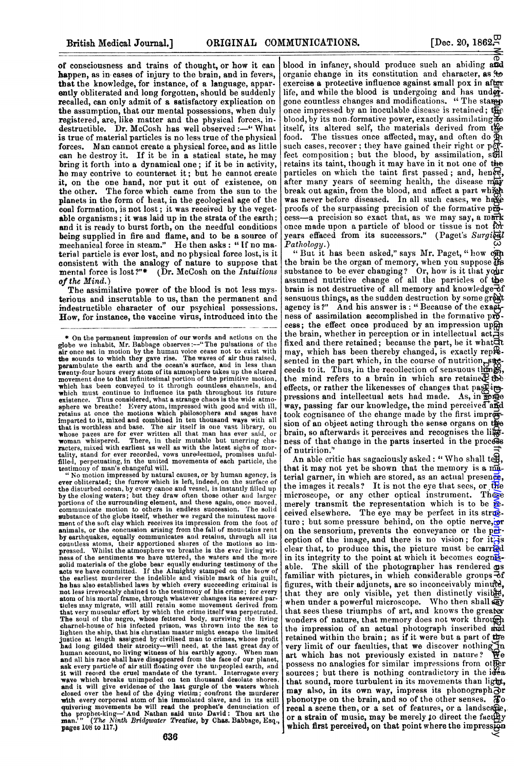of consciousness and trains of thought, or how it can happen, as in cases of injury to the brain, and in fevers, that the knowledge, for instance, of a language, apparently obliterated and long forgotten, should be suddenly recalled, can only admit of a satisfactory explication on the assumption, that our mental possessions, when duly registered, are, like matter and the physical forces, indestructible. Dr. McCosh has well observed:—"What is true of material particles is no less true of the physical forces. Man cannot create a physical force, and as little can he destroy it. If it be in a statical state, he may bring it forth into a dynamical one; if it be in activity, he may contrive to counteract it; but he cannot create it, on the one hand, nor put it out of existence, on the other. The force which came from the sun to the planets in the form of heat, in the geological age of the coal formation, is not lost; it was received by the vegetable organisms; it was laid up in the strata of the earth; and it is ready to burst forth, on the needful conditions being supplied in fire and flame, and to be a source of mechanical force in steam." He then asks: "If no material particle is ever lost, and no physical force lost, is it consistent with the analogy of nature to suppose that mental force is lost?"* (Dr. McCosh on the *Intuitions of the Mind.*)

The assimilative power of the blood is not less mysterious and inscrutable to us, than the permanent and indestructible character of our psychical possessions. How, for instance, the vaccine virus, introduced into the blood in infancy, should produce such an abiding and organic change in its constitution and character, as to exercise a protective influence against small pox in after life, and while the blood is undergoing and has undergone countless changes and modifications. "The stamp once impressed by an inoculable disease is retained; the blood, by its non-formative power, exactly assimilating to itself, its altered self, the materials derived from the food. The tissues once affected, may, and often do in such cases, recover; they have gained their right or perfect composition; but the blood, by assimilation, still retains its taint, though it may have in it not one of the particles on which the taint first passed; and, hence, after many years of seeming health, the disease may break out again, from the blood, and affect a part which was never before diseased. In all such cases, we have proofs of the surpassing precision of the formative process—a precision so exact that, as we may say, a mark once made upon a particle of blood or tissue is not for years effaced from its successors." (Paget's *Surgical Pathology.*)

"But it has been asked," says Mr. Paget, "how can the brain be the organ of memory, when you suppose its substance to be ever changing? Or, how is it that your assumed nutritive change of all the particles of the brain is not destructive of all memory and knowledge of sensuous things, as the sudden destruction by some great agency is?" And his answer is: "Because of the exactness of assimilation accomplished in the formative process; the effect once produced by an impression upon the brain, whether in perception or in intellectual act, is fixed and there retained; because the part, be it what it may, which has been thereby changed, is exactly represented in the part which, in the course of nutrition, succeeds to it. Thus, in the recollection of sensuous things, the mind refers to a brain in which are retained the effects, or rather the likenesses of changes that past impressions and intellectual acts had made. As, in some way, passing far our knowledge, the mind perceived and took cognisance of the change made by the first impression of an object acting through the sense organs on the brain, so afterwards it perceives and recognises the likeness of that change in the parts inserted in the process of nutrition."

An able critic has sagaciously asked: "Who shall tell, that it may not yet be shown that the memory is a material garner, in which are stored, as an actual presence, the images it recals? It is not the eye that sees, or the microscope, or any other optical instrument. These merely transmit the representation which is to be received elsewhere. The eye may be perfect in its structure; but some pressure behind, on the optic nerve, or on the sensorium, prevents the conveyance or the perception of the image, and there is no vision; for it is clear that, to produce this, the picture must be carried in its integrity to the point at which it becomes cognisable. The skill of the photographer has rendered us familiar with pictures, in which considerable groups of figures, with their adjuncts, are so inconceivably minute, that they are only visible, yet then distinctly visible, when under a powerful microscope. Who then shall say that sees these triumphs of art, and knows the greater wonders of nature, that memory does not work through the impression of an actual photograph inscribed and retained within the brain; as if it were but a part of the very limit of our faculties, that we discover nothing in art which has not previously existed in nature? We possess no analogies for similar impressions from other sources; but there is nothing contradictory in the idea that sound, more turbulent in its movements than light, may also, in its own way, impress its phonograph or phonotype on the brain, and so of the other senses. To recal a scene then, or a set of features, or a landscape, or a strain of music, may be merely to direct the faculty which first perceived, on that point where the impression

---

\* On the permanent impression of our words and actions on the globe we inhabit, Mr. Babbage observes:—"The pulsations of the air once set in motion by the human voice cease not to exist with the sounds to which they gave rise. The waves of air thus raised, perambulate the earth and the ocean's surface, and in less than twenty-four hours every atom of its atmosphere takes up the altered movement due to that infinitesimal portion of the primitive motion, which has been conveyed to it through countless channels, and which must continue to influence its path throughout its future existence. Thus considered, what a strange chaos is the wide atmosphere we breathe! Every atom, impressed with good and with ill, retains at once the motions which philosophers and sages have imparted to it, mixed and combined in ten thousand ways with all that is worthless and base. The air itself is one vast library, on whose pages are for ever written all that man has ever said, or woman whispered. There, in their mutable but unerring characters, mixed with earliest as well as with the latest sighs of mortality, stand for ever recorded, vows unredeemed, promises unfulfilled, perpetuating, in the united movements of each particle, the testimony of man's changeful will.

"No motion impressed by natural causes, or by human agency, is ever obliterated; the furrow which is left, indeed, on the surface of the disturbed ocean, by every canoe and vessel, is instantly filled up by the closing waters; but they draw often those other and larger portions of the surrounding element, and these again, once moved, communicate motion to others in endless succession. The solid substance of the globe itself, whether we regard the minutest movement of the soft clay which receives its impression from the foot of animals, or the concussion arising from the fall of mountains rent by earthquakes, equally communicates and retains, through all its countless atoms, their apportioned shares of the motions so impressed. Whilst the atmosphere we breathe is the ever living witness of the sentiments we have uttered, the waters and the more solid materials of the globe bear equally enduring testimony of the acts we have committed. If the Almighty stamped on the brow of the earliest murderer the indelible and visible mark of his guilt, he has also established laws by which every succeeding criminal is not less irrevocably chained to the testimony of his crime; for every atom of his mortal frame, through whatever changes its severed particles may migrate, will still retain some movement derived from that very muscular effort by which the crime itself was perpetrated. The soul of the negro, whose fettered body, surviving the living charnel-house of his infected prison, was thrown into the sea to lighten the ship, that his christian master might escape the limited justice at length assigned by civilised man to crimes, whose profit had long gilded their atrocity—will need, at the last great day of human account, no living witness of his earthly agony. When man and all his race shall have disappeared from the face of our planet, ask every particle of air still floating over the unpeopled earth, and it will record the cruel mandate of the tyrant. Interrogate every wave which breaks unimpeded on ten thousand desolate shores, and it will give evidence of the last gurgle of the waters which closed over the head of the dying victim; confront the murderer with every corporeal atom of his immolated slave, and in its still quivering movements he will read the prophet's denunciation of the prophet-king—'And Nathan said unto David: Thou art the man.'" (*The Ninth Bridgwater Treatise*, by Chas. Babbage, Esq., pages 108 to 117.)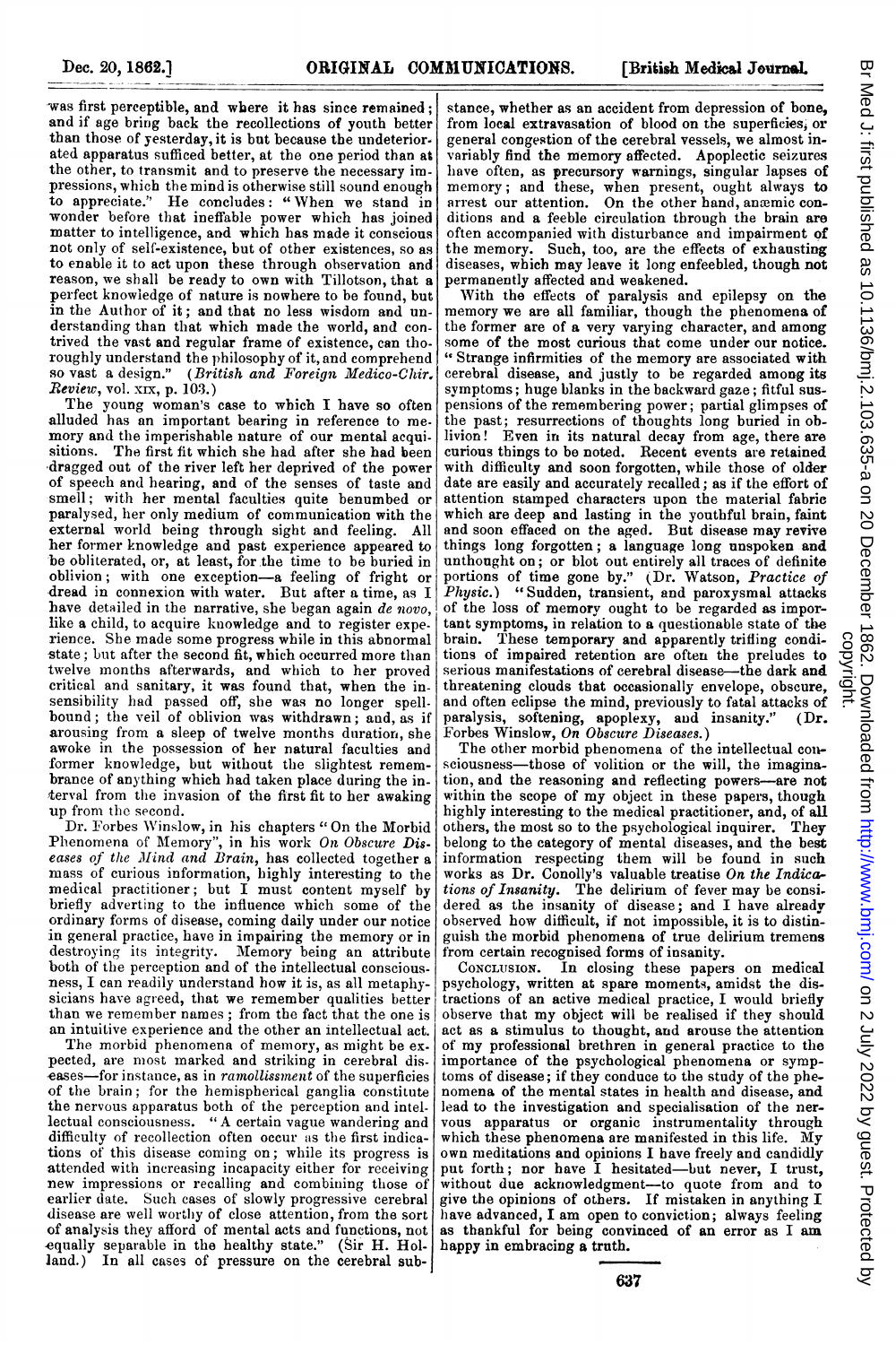was first perceptible, and where it has since remained; and if age bring back the recollections of youth better than those of yesterday, it is but because the undeteriorated apparatus sufficed better, at the one period than at the other, to transmit and to preserve the necessary impressions, which the mind is otherwise still sound enough to appreciate." He concludes: "When we stand in wonder before that ineffable power which has joined matter to intelligence, and which has made it conscious not only of self-existence, but of other existences, so as to enable it to act upon these through observation and reason, we shall be ready to own with Tillotson, that a perfect knowledge of nature is nowhere to be found, but in the Author of it; and that no less wisdom and understanding than that which made the world, and contrived the vast and regular frame of existence, can thoroughly understand the philosophy of it, and comprehend so vast a design." (*British and Foreign Medico-Chir. Review*, vol. XIX, p. 103.)

The young woman's case to which I have so often alluded has an important bearing in reference to memory and the imperishable nature of our mental acquisitions. The first fit which she had after she had been dragged out of the river left her deprived of the power of speech and hearing, and of the senses of taste and smell; with her mental faculties quite benumbed or paralysed, her only medium of communication with the external world being through sight and feeling. All her former knowledge and past experience appeared to be obliterated, or, at least, for the time to be buried in oblivion; with one exception—a feeling of fright or dread in connexion with water. But after a time, as I have detailed in the narrative, she began again *de novo*, like a child, to acquire knowledge and to register experience. She made some progress while in this abnormal state; but after the second fit, which occurred more than twelve months afterwards, and which to her proved critical and sanitary, it was found that, when the insensibility had passed off, she was no longer spellbound; the veil of oblivion was withdrawn; and, as if arousing from a sleep of twelve months duration, she awoke in the possession of her natural faculties and former knowledge, but without the slightest remembrance of anything which had taken place during the interval from the invasion of the first fit to her awaking up from the second.

Dr. Forbes Winslow, in his chapters "On the Morbid Phenomena of Memory", in his work *On Obscure Diseases of the Mind and Brain*, has collected together a mass of curious information, highly interesting to the medical practitioner; but I must content myself by briefly adverting to the influence which some of the ordinary forms of disease, coming daily under our notice in general practice, have in impairing the memory or in destroying its integrity. Memory being an attribute both of the perception and of the intellectual consciousness, I can readily understand how it is, as all metaphysicians have agreed, that we remember qualities better than we remember names; from the fact that the one is an intuitive experience and the other an intellectual act.

The morbid phenomena of memory, as might be expected, are most marked and striking in cerebral diseases—for instance, as in *ramollissment* of the superficies of the brain; for the hemispherical ganglia constitute the nervous apparatus both of the perception and intellectual consciousness. "A certain vague wandering and difficulty of recollection often occur as the first indications of this disease coming on; while its progress is attended with increasing incapacity either for receiving new impressions or recalling and combining those of earlier date. Such cases of slowly progressive cerebral disease are well worthy of close attention, from the sort of analysis they afford of mental acts and functions, not equally separable in the healthy state." (Sir H. Holland.) In all cases of pressure on the cerebral substance, whether as an accident from depression of bone, from local extravasation of blood on the superficies, or general congestion of the cerebral vessels, we almost invariably find the memory affected. Apoplectic seizures have often, as precursory warnings, singular lapses of memory; and these, when present, ought always to arrest our attention. On the other hand, anæmic conditions and a feeble circulation through the brain are often accompanied with disturbance and impairment of the memory. Such, too, are the effects of exhausting diseases, which may leave it long enfeebled, though not permanently affected and weakened.

With the effects of paralysis and epilepsy on the memory we are all familiar, though the phenomena of the former are of a very varying character, and among some of the most curious that come under our notice. "Strange infirmities of the memory are associated with cerebral disease, and justly to be regarded among its symptoms; huge blanks in the backward gaze; fitful suspensions of the remembering power; partial glimpses of the past; resurrections of thoughts long buried in oblivion! Even in its natural decay from age, there are curious things to be noted. Recent events are retained with difficulty and soon forgotten, while those of older date are easily and accurately recalled; as if the effort of attention stamped characters upon the material fabric which are deep and lasting in the youthful brain, faint and soon effaced on the aged. But disease may revive things long forgotten; a language long unspoken and unthought on; or blot out entirely all traces of definite portions of time gone by." (Dr. Watson, *Practice of Physic*.) "Sudden, transient, and paroxysmal attacks of the loss of memory ought to be regarded as important symptoms, in relation to a questionable state of the brain. These temporary and apparently trifling conditions of impaired retention are often the preludes to serious manifestations of cerebral disease—the dark and threatening clouds that occasionally envelope, obscure, and often eclipse the mind, previously to fatal attacks of paralysis, softening, apoplexy, and insanity." (Dr. Forbes Winslow, *On Obscure Diseases*.)

The other morbid phenomena of the intellectual consciousness—those of volition or the will, the imagination, and the reasoning and reflecting powers—are not within the scope of my object in these papers, though highly interesting to the medical practitioner, and, of all others, the most so to the psychological inquirer. They belong to the category of mental diseases, and the best information respecting them will be found in such works as Dr. Conolly's valuable treatise *On the Indications of Insanity*. The delirium of fever may be considered as the insanity of disease; and I have already observed how difficult, if not impossible, it is to distinguish the morbid phenomena of true delirium tremens from certain recognised forms of insanity.

CONCLUSION. In closing these papers on medical psychology, written at spare moments, amidst the distractions of an active medical practice, I would briefly observe that my object will be realised if they should act as a stimulus to thought, and arouse the attention of my professional brethren in general practice to the importance of the psychological phenomena or symptoms of disease; if they conduce to the study of the phenomena of the mental states in health and disease, and lead to the investigation and specialisation of the nervous apparatus or organic instrumentality through which these phenomena are manifested in this life. My own meditations and opinions I have freely and candidly put forth; nor have I hesitated—but never, I trust, without due acknowledgment—to quote from and to give the opinions of others. If mistaken in anything I have advanced, I am open to conviction; always feeling as thankful for being convinced of an error as I am happy in embracing a truth.